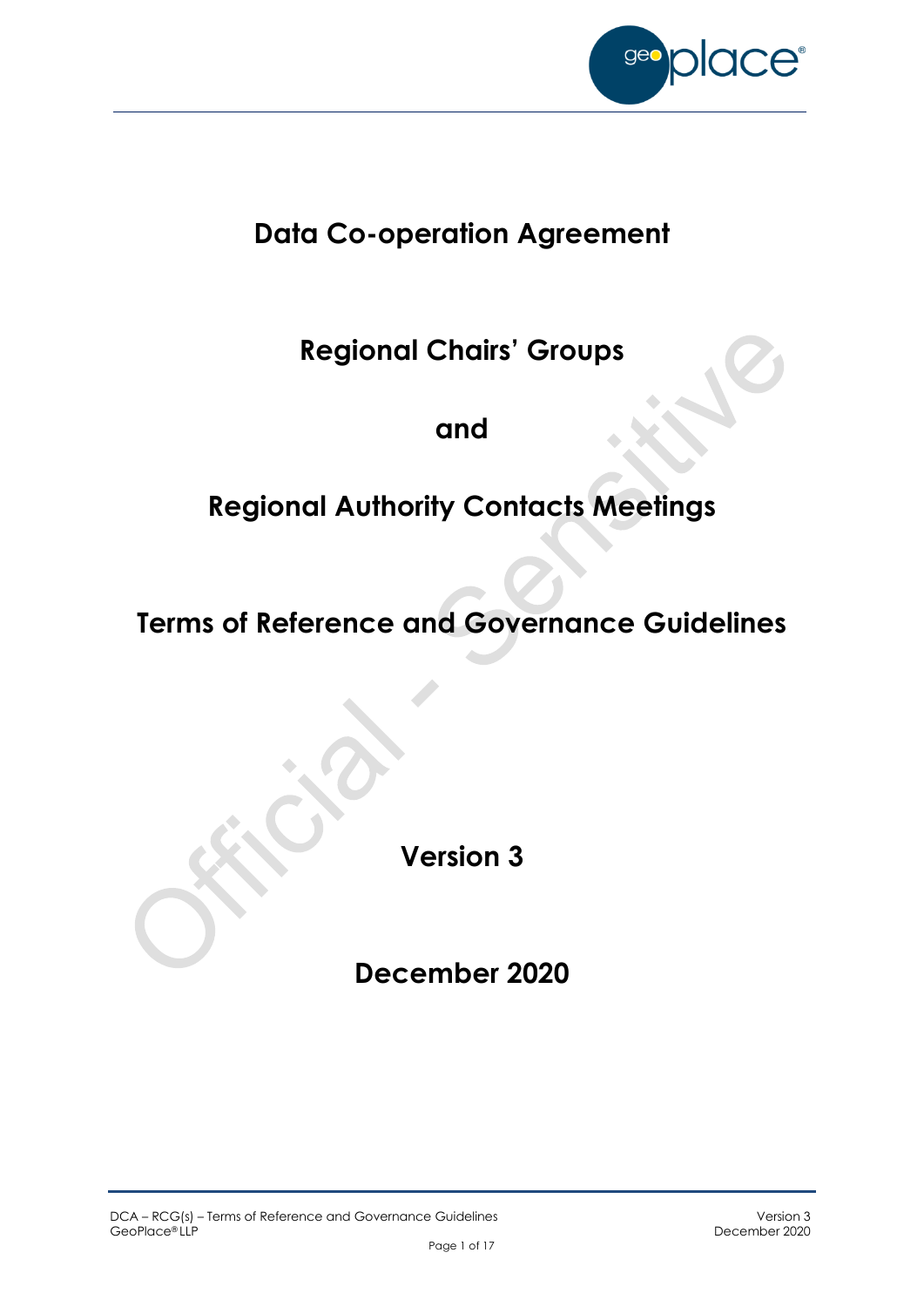# Data Co-operation Agreement

## Regional Chairs' Groups

## and

## Regional Authority Contacts Meetings

## Terms of Reference and Governance Guidelines

**Version 3**

**December 2020**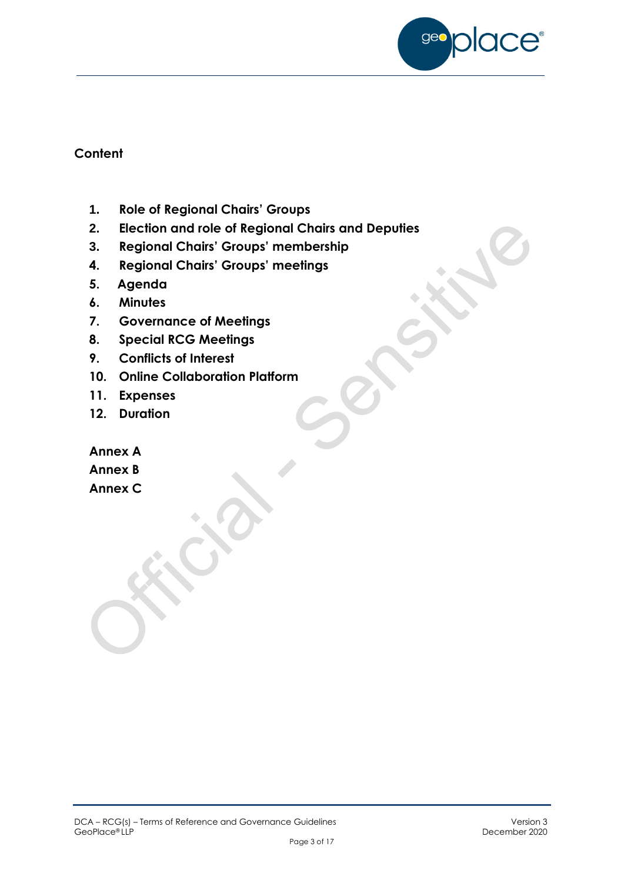## Content

1. **Role of Regional Chairs' Groups**
2. **Election and role of Regional Chairs and Deputies**
3. **Regional Chairs' Groups' membership**
4. **Regional Chairs' Groups' meetings**
5. **Agenda**
6. **Minutes**
7. **Governance of Meetings**
8. **Special RCG Meetings**
9. **Conflicts of Interest**
10. **Online Collaboration Platform**
11. **Expenses**
12. **Duration**

**Annex A**

**Annex B**

**Annex C**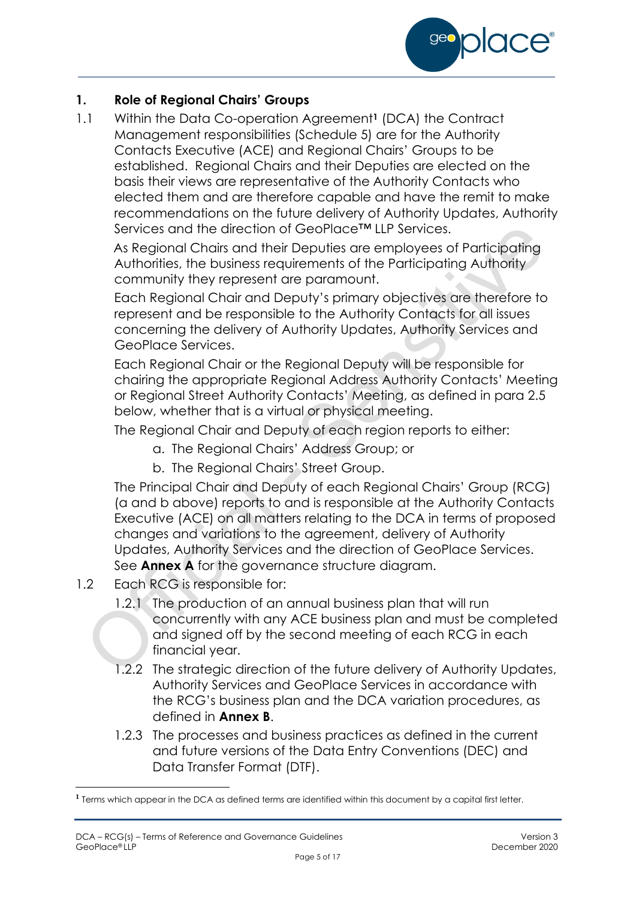## 1. Role of Regional Chairs' Groups

1.1 Within the Data Co-operation Agreement[1] (DCA) the Contract Management responsibilities (Schedule 5) are for the Authority Contacts Executive (ACE) and Regional Chairs' Groups to be established. Regional Chairs and their Deputies are elected on the basis their views are representative of the Authority Contacts who elected them and are therefore capable and have the remit to make recommendations on the future delivery of Authority Updates, Authority Services and the direction of GeoPlace™ LLP Services.

As Regional Chairs and their Deputies are employees of Participating Authorities, the business requirements of the Participating Authority community they represent are paramount.

Each Regional Chair and Deputy's primary objectives are therefore to represent and be responsible to the Authority Contacts for all issues concerning the delivery of Authority Updates, Authority Services and GeoPlace Services.

Each Regional Chair or the Regional Deputy will be responsible for chairing the appropriate Regional Address Authority Contacts' Meeting or Regional Street Authority Contacts' Meeting, as defined in para 2.5 below, whether that is a virtual or physical meeting.

The Regional Chair and Deputy of each region reports to either:

a. The Regional Chairs' Address Group; or
b. The Regional Chairs' Street Group.

The Principal Chair and Deputy of each Regional Chairs' Group (RCG) (a and b above) reports to and is responsible at the Authority Contacts Executive (ACE) on all matters relating to the DCA in terms of proposed changes and variations to the agreement, delivery of Authority Updates, Authority Services and the direction of GeoPlace Services. See **Annex A** for the governance structure diagram.

1.2 Each RCG is responsible for:

1.2.1 The production of an annual business plan that will run concurrently with any ACE business plan and must be completed and signed off by the second meeting of each RCG in each financial year.

1.2.2 The strategic direction of the future delivery of Authority Updates, Authority Services and GeoPlace Services in accordance with the RCG's business plan and the DCA variation procedures, as defined in **Annex B**.

1.2.3 The processes and business practices as defined in the current and future versions of the Data Entry Conventions (DEC) and Data Transfer Format (DTF).

[1] Terms which appear in the DCA as defined terms are identified within this document by a capital first letter.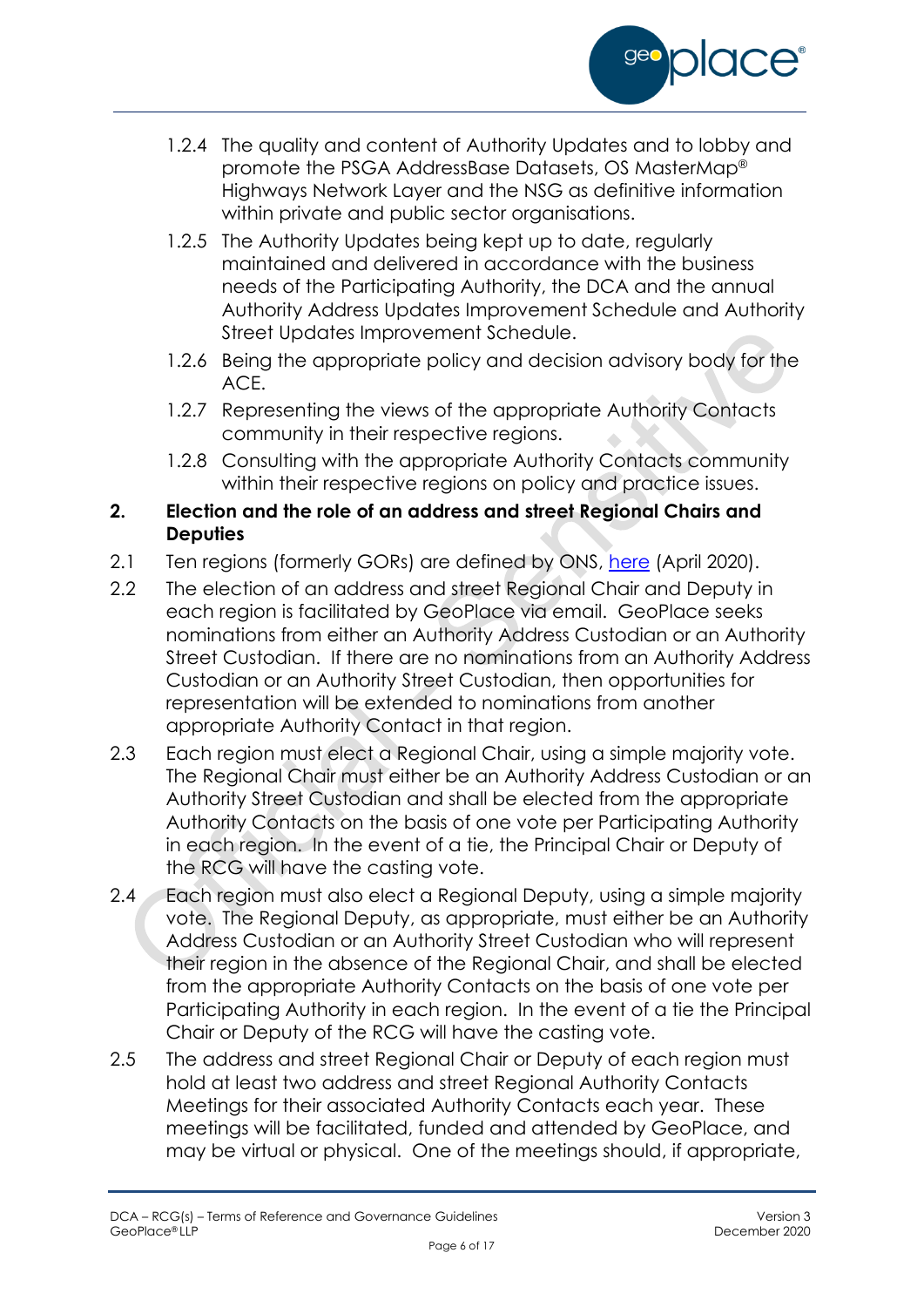1.2.4 The quality and content of Authority Updates and to lobby and promote the PSGA AddressBase Datasets, OS MasterMap® Highways Network Layer and the NSG as definitive information within private and public sector organisations.

1.2.5 The Authority Updates being kept up to date, regularly maintained and delivered in accordance with the business needs of the Participating Authority, the DCA and the annual Authority Address Updates Improvement Schedule and Authority Street Updates Improvement Schedule.

1.2.6 Being the appropriate policy and decision advisory body for the ACE.

1.2.7 Representing the views of the appropriate Authority Contacts community in their respective regions.

1.2.8 Consulting with the appropriate Authority Contacts community within their respective regions on policy and practice issues.

## 2. Election and the role of an address and street Regional Chairs and Deputies

2.1 Ten regions (formerly GORs) are defined by ONS, here (April 2020).

2.2 The election of an address and street Regional Chair and Deputy in each region is facilitated by GeoPlace via email. GeoPlace seeks nominations from either an Authority Address Custodian or an Authority Street Custodian. If there are no nominations from an Authority Address Custodian or an Authority Street Custodian, then opportunities for representation will be extended to nominations from another appropriate Authority Contact in that region.

2.3 Each region must elect a Regional Chair, using a simple majority vote. The Regional Chair must either be an Authority Address Custodian or an Authority Street Custodian and shall be elected from the appropriate Authority Contacts on the basis of one vote per Participating Authority in each region. In the event of a tie, the Principal Chair or Deputy of the RCG will have the casting vote.

2.4 Each region must also elect a Regional Deputy, using a simple majority vote. The Regional Deputy, as appropriate, must either be an Authority Address Custodian or an Authority Street Custodian who will represent their region in the absence of the Regional Chair, and shall be elected from the appropriate Authority Contacts on the basis of one vote per Participating Authority in each region. In the event of a tie the Principal Chair or Deputy of the RCG will have the casting vote.

2.5 The address and street Regional Chair or Deputy of each region must hold at least two address and street Regional Authority Contacts Meetings for their associated Authority Contacts each year. These meetings will be facilitated, funded and attended by GeoPlace, and may be virtual or physical. One of the meetings should, if appropriate,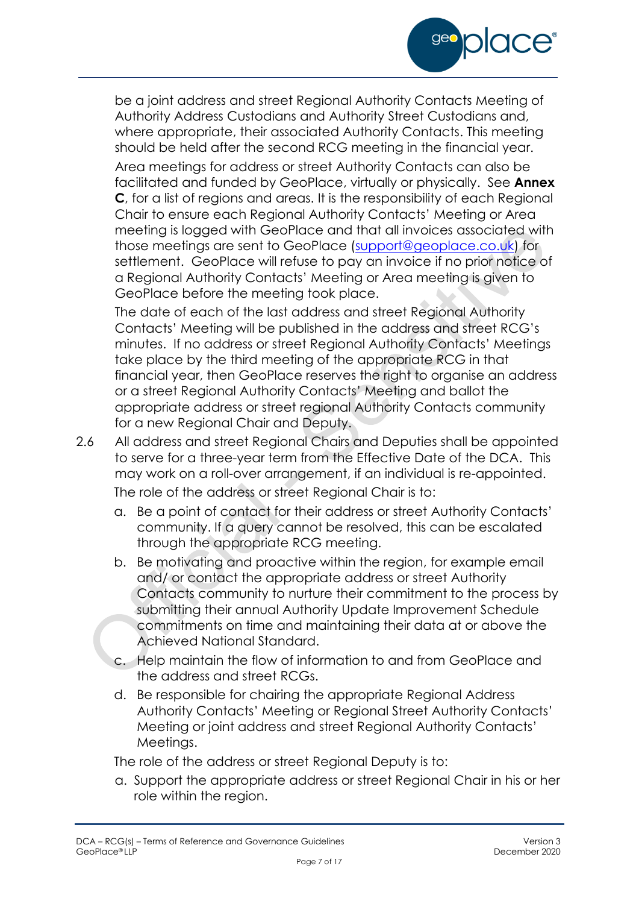be a joint address and street Regional Authority Contacts Meeting of Authority Address Custodians and Authority Street Custodians and, where appropriate, their associated Authority Contacts. This meeting should be held after the second RCG meeting in the financial year.

Area meetings for address or street Authority Contacts can also be facilitated and funded by GeoPlace, virtually or physically. See **Annex C**, for a list of regions and areas. It is the responsibility of each Regional Chair to ensure each Regional Authority Contacts' Meeting or Area meeting is logged with GeoPlace and that all invoices associated with those meetings are sent to GeoPlace (support@geoplace.co.uk) for settlement. GeoPlace will refuse to pay an invoice if no prior notice of a Regional Authority Contacts' Meeting or Area meeting is given to GeoPlace before the meeting took place.

The date of each of the last address and street Regional Authority Contacts' Meeting will be published in the address and street RCG's minutes. If no address or street Regional Authority Contacts' Meetings take place by the third meeting of the appropriate RCG in that financial year, then GeoPlace reserves the right to organise an address or a street Regional Authority Contacts' Meeting and ballot the appropriate address or street regional Authority Contacts community for a new Regional Chair and Deputy.

2.6 All address and street Regional Chairs and Deputies shall be appointed to serve for a three-year term from the Effective Date of the DCA. This may work on a roll-over arrangement, if an individual is re-appointed.

The role of the address or street Regional Chair is to:

a. Be a point of contact for their address or street Authority Contacts' community. If a query cannot be resolved, this can be escalated through the appropriate RCG meeting.

b. Be motivating and proactive within the region, for example email and/ or contact the appropriate address or street Authority Contacts community to nurture their commitment to the process by submitting their annual Authority Update Improvement Schedule commitments on time and maintaining their data at or above the Achieved National Standard.

c. Help maintain the flow of information to and from GeoPlace and the address and street RCGs.

d. Be responsible for chairing the appropriate Regional Address Authority Contacts' Meeting or Regional Street Authority Contacts' Meeting or joint address and street Regional Authority Contacts' Meetings.

The role of the address or street Regional Deputy is to:

a. Support the appropriate address or street Regional Chair in his or her role within the region.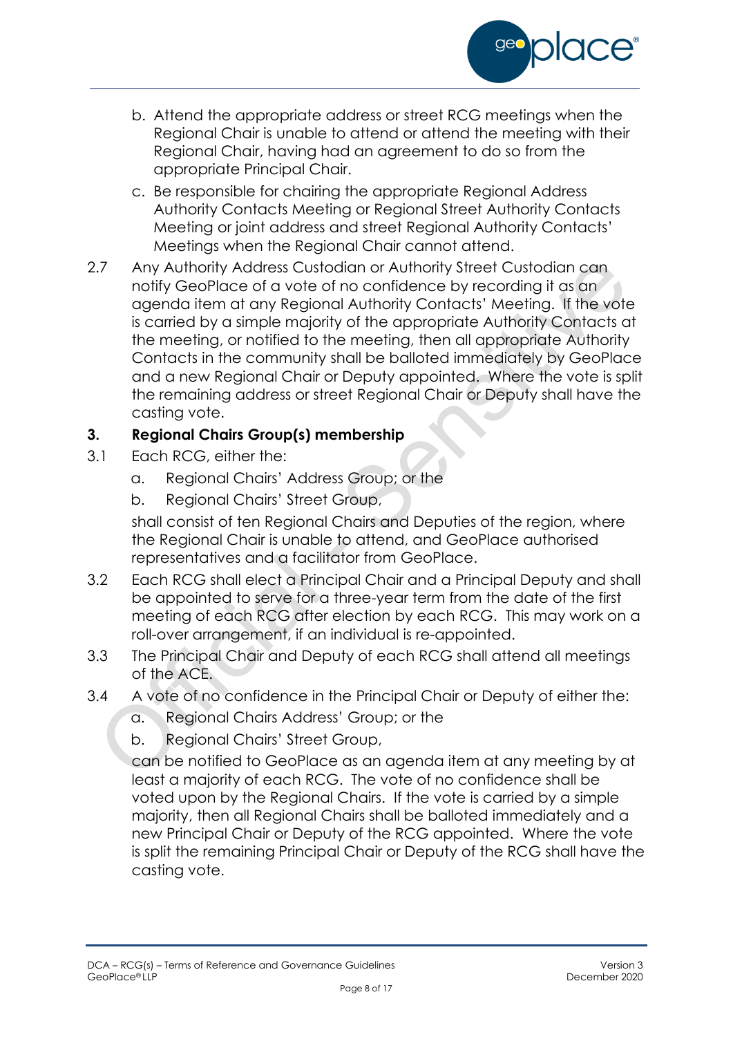b. Attend the appropriate address or street RCG meetings when the Regional Chair is unable to attend or attend the meeting with their Regional Chair, having had an agreement to do so from the appropriate Principal Chair.

c. Be responsible for chairing the appropriate Regional Address Authority Contacts Meeting or Regional Street Authority Contacts Meeting or joint address and street Regional Authority Contacts' Meetings when the Regional Chair cannot attend.

2.7 Any Authority Address Custodian or Authority Street Custodian can notify GeoPlace of a vote of no confidence by recording it as an agenda item at any Regional Authority Contacts' Meeting. If the vote is carried by a simple majority of the appropriate Authority Contacts at the meeting, or notified to the meeting, then all appropriate Authority Contacts in the community shall be balloted immediately by GeoPlace and a new Regional Chair or Deputy appointed. Where the vote is split the remaining address or street Regional Chair or Deputy shall have the casting vote.

### 3. Regional Chairs Group(s) membership

3.1 Each RCG, either the:

a. Regional Chairs' Address Group; or the

b. Regional Chairs' Street Group,

shall consist of ten Regional Chairs and Deputies of the region, where the Regional Chair is unable to attend, and GeoPlace authorised representatives and a facilitator from GeoPlace.

3.2 Each RCG shall elect a Principal Chair and a Principal Deputy and shall be appointed to serve for a three-year term from the date of the first meeting of each RCG after election by each RCG. This may work on a roll-over arrangement, if an individual is re-appointed.

3.3 The Principal Chair and Deputy of each RCG shall attend all meetings of the ACE.

3.4 A vote of no confidence in the Principal Chair or Deputy of either the:

a. Regional Chairs Address' Group; or the

b. Regional Chairs' Street Group,

can be notified to GeoPlace as an agenda item at any meeting by at least a majority of each RCG. The vote of no confidence shall be voted upon by the Regional Chairs. If the vote is carried by a simple majority, then all Regional Chairs shall be balloted immediately and a new Principal Chair or Deputy of the RCG appointed. Where the vote is split the remaining Principal Chair or Deputy of the RCG shall have the casting vote.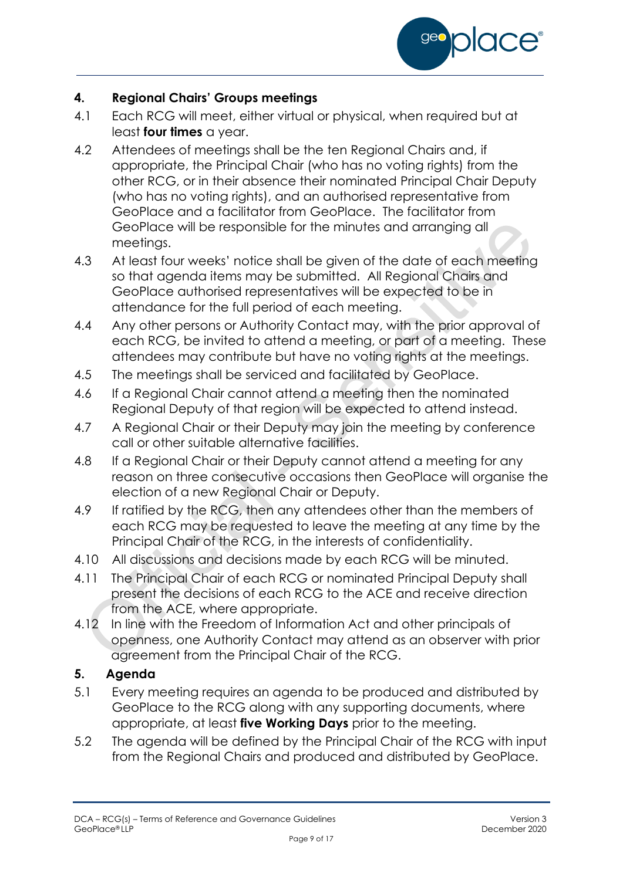## 4. Regional Chairs' Groups meetings

4.1 Each RCG will meet, either virtual or physical, when required but at least **four times** a year.

4.2 Attendees of meetings shall be the ten Regional Chairs and, if appropriate, the Principal Chair (who has no voting rights) from the other RCG, or in their absence their nominated Principal Chair Deputy (who has no voting rights), and an authorised representative from GeoPlace and a facilitator from GeoPlace. The facilitator from GeoPlace will be responsible for the minutes and arranging all meetings.

4.3 At least four weeks' notice shall be given of the date of each meeting so that agenda items may be submitted. All Regional Chairs and GeoPlace authorised representatives will be expected to be in attendance for the full period of each meeting.

4.4 Any other persons or Authority Contact may, with the prior approval of each RCG, be invited to attend a meeting, or part of a meeting. These attendees may contribute but have no voting rights at the meetings.

4.5 The meetings shall be serviced and facilitated by GeoPlace.

4.6 If a Regional Chair cannot attend a meeting then the nominated Regional Deputy of that region will be expected to attend instead.

4.7 A Regional Chair or their Deputy may join the meeting by conference call or other suitable alternative facilities.

4.8 If a Regional Chair or their Deputy cannot attend a meeting for any reason on three consecutive occasions then GeoPlace will organise the election of a new Regional Chair or Deputy.

4.9 If ratified by the RCG, then any attendees other than the members of each RCG may be requested to leave the meeting at any time by the Principal Chair of the RCG, in the interests of confidentiality.

4.10 All discussions and decisions made by each RCG will be minuted.

4.11 The Principal Chair of each RCG or nominated Principal Deputy shall present the decisions of each RCG to the ACE and receive direction from the ACE, where appropriate.

4.12 In line with the Freedom of Information Act and other principals of openness, one Authority Contact may attend as an observer with prior agreement from the Principal Chair of the RCG.

## 5. Agenda

5.1 Every meeting requires an agenda to be produced and distributed by GeoPlace to the RCG along with any supporting documents, where appropriate, at least **five Working Days** prior to the meeting.

5.2 The agenda will be defined by the Principal Chair of the RCG with input from the Regional Chairs and produced and distributed by GeoPlace.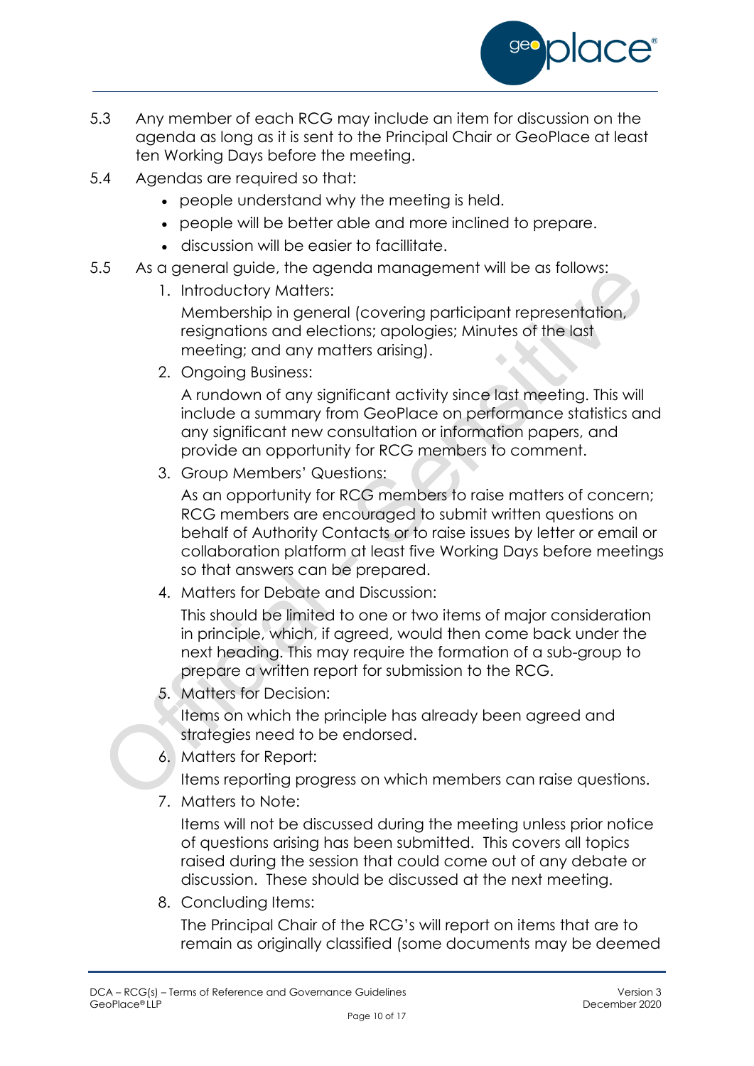5.3 Any member of each RCG may include an item for discussion on the agenda as long as it is sent to the Principal Chair or GeoPlace at least ten Working Days before the meeting.

5.4 Agendas are required so that:

- people understand why the meeting is held.
- people will be better able and more inclined to prepare.
- discussion will be easier to facillitate.

5.5 As a general guide, the agenda management will be as follows:

1. Introductory Matters:

   Membership in general (covering participant representation, resignations and elections; apologies; Minutes of the last meeting; and any matters arising).

2. Ongoing Business:

   A rundown of any significant activity since last meeting. This will include a summary from GeoPlace on performance statistics and any significant new consultation or information papers, and provide an opportunity for RCG members to comment.

3. Group Members' Questions:

   As an opportunity for RCG members to raise matters of concern; RCG members are encouraged to submit written questions on behalf of Authority Contacts or to raise issues by letter or email or collaboration platform at least five Working Days before meetings so that answers can be prepared.

4. Matters for Debate and Discussion:

   This should be limited to one or two items of major consideration in principle, which, if agreed, would then come back under the next heading. This may require the formation of a sub-group to prepare a written report for submission to the RCG.

5. Matters for Decision:

   Items on which the principle has already been agreed and strategies need to be endorsed.

6. Matters for Report:

   Items reporting progress on which members can raise questions.

7. Matters to Note:

   Items will not be discussed during the meeting unless prior notice of questions arising has been submitted. This covers all topics raised during the session that could come out of any debate or discussion. These should be discussed at the next meeting.

8. Concluding Items:

   The Principal Chair of the RCG's will report on items that are to remain as originally classified (some documents may be deemed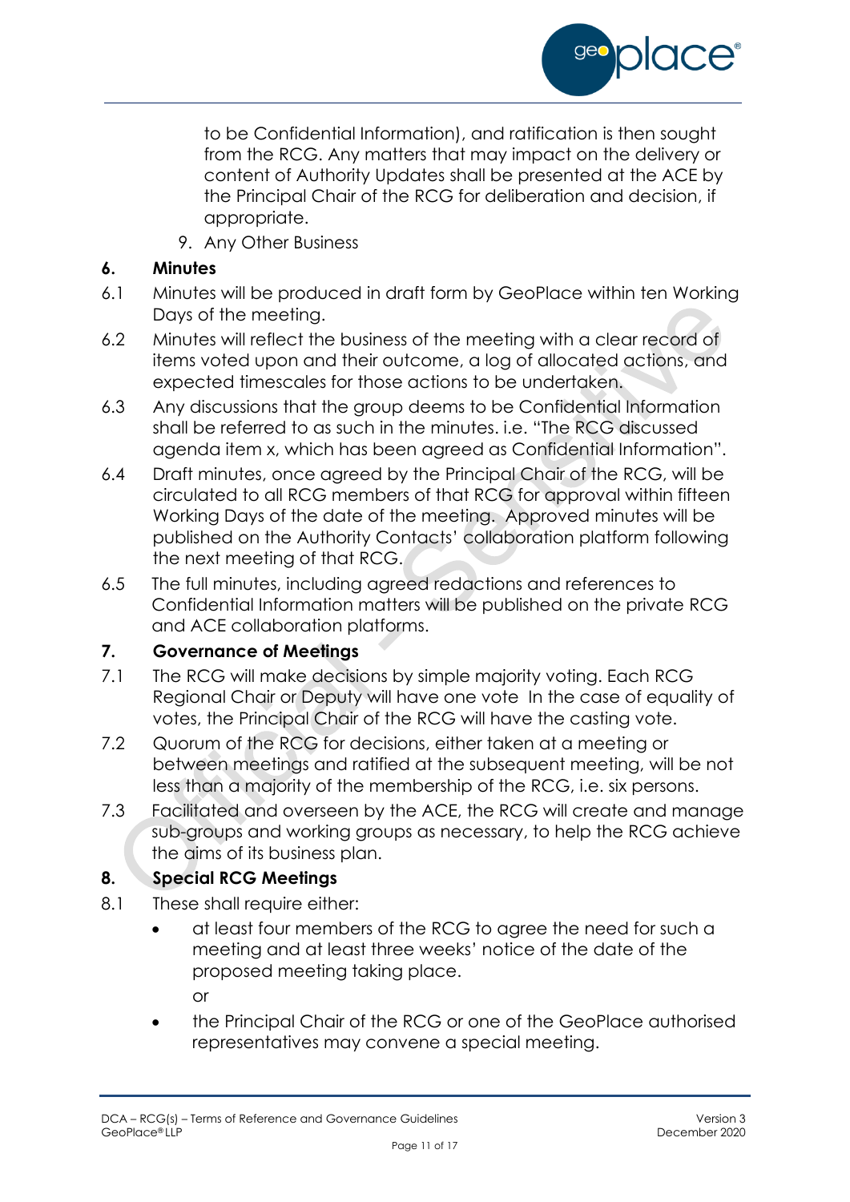to be Confidential Information), and ratification is then sought from the RCG. Any matters that may impact on the delivery or content of Authority Updates shall be presented at the ACE by the Principal Chair of the RCG for deliberation and decision, if appropriate.

9. Any Other Business

## 6. Minutes

6.1 Minutes will be produced in draft form by GeoPlace within ten Working Days of the meeting.

6.2 Minutes will reflect the business of the meeting with a clear record of items voted upon and their outcome, a log of allocated actions, and expected timescales for those actions to be undertaken.

6.3 Any discussions that the group deems to be Confidential Information shall be referred to as such in the minutes. i.e. "The RCG discussed agenda item x, which has been agreed as Confidential Information".

6.4 Draft minutes, once agreed by the Principal Chair of the RCG, will be circulated to all RCG members of that RCG for approval within fifteen Working Days of the date of the meeting. Approved minutes will be published on the Authority Contacts' collaboration platform following the next meeting of that RCG.

6.5 The full minutes, including agreed redactions and references to Confidential Information matters will be published on the private RCG and ACE collaboration platforms.

## 7. Governance of Meetings

7.1 The RCG will make decisions by simple majority voting. Each RCG Regional Chair or Deputy will have one vote In the case of equality of votes, the Principal Chair of the RCG will have the casting vote.

7.2 Quorum of the RCG for decisions, either taken at a meeting or between meetings and ratified at the subsequent meeting, will be not less than a majority of the membership of the RCG, i.e. six persons.

7.3 Facilitated and overseen by the ACE, the RCG will create and manage sub-groups and working groups as necessary, to help the RCG achieve the aims of its business plan.

## 8. Special RCG Meetings

8.1 These shall require either:

- at least four members of the RCG to agree the need for such a meeting and at least three weeks' notice of the date of the proposed meeting taking place.

  or

- the Principal Chair of the RCG or one of the GeoPlace authorised representatives may convene a special meeting.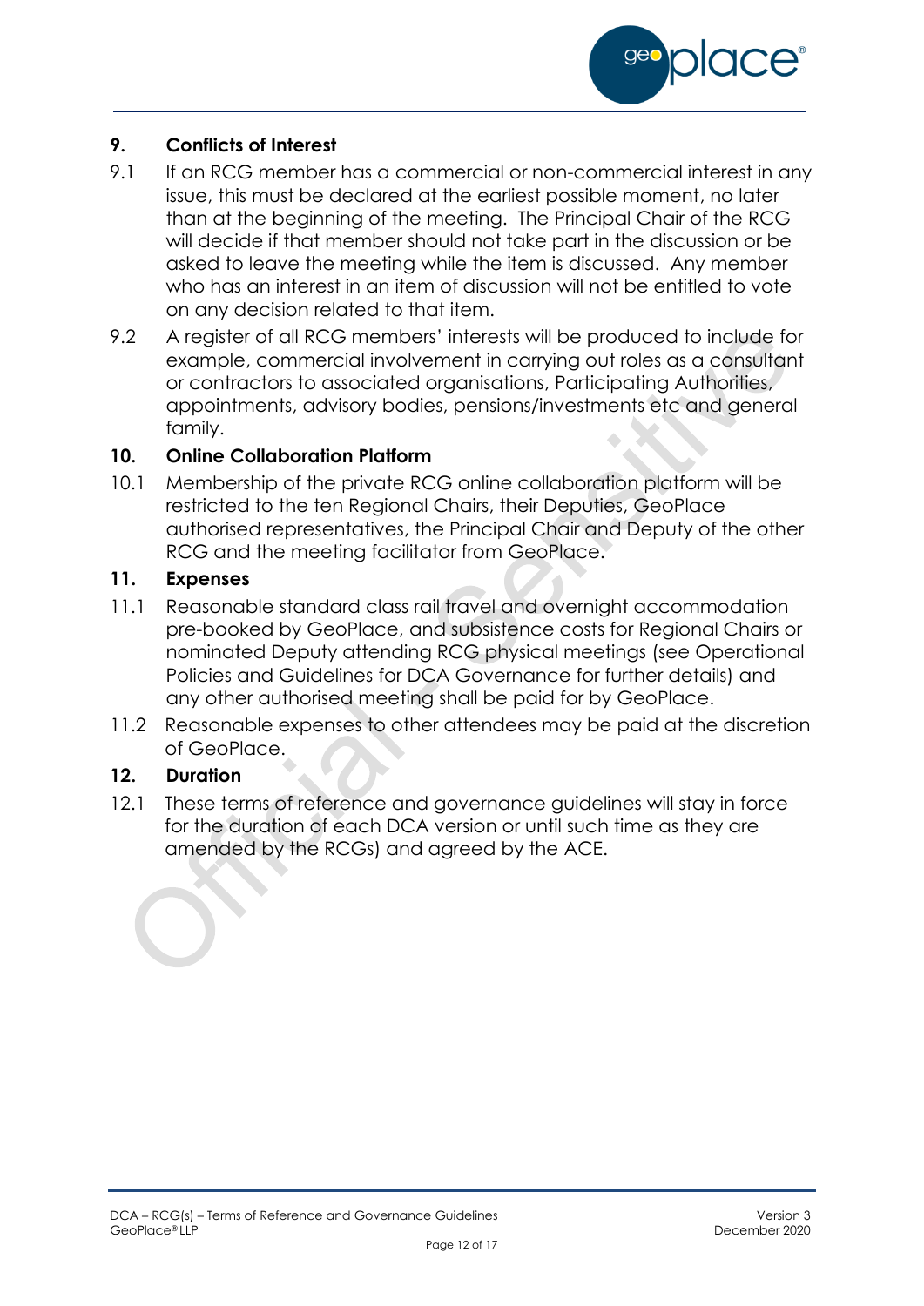## 9. Conflicts of Interest

9.1 If an RCG member has a commercial or non-commercial interest in any issue, this must be declared at the earliest possible moment, no later than at the beginning of the meeting. The Principal Chair of the RCG will decide if that member should not take part in the discussion or be asked to leave the meeting while the item is discussed. Any member who has an interest in an item of discussion will not be entitled to vote on any decision related to that item.

9.2 A register of all RCG members' interests will be produced to include for example, commercial involvement in carrying out roles as a consultant or contractors to associated organisations, Participating Authorities, appointments, advisory bodies, pensions/investments etc and general family.

## 10. Online Collaboration Platform

10.1 Membership of the private RCG online collaboration platform will be restricted to the ten Regional Chairs, their Deputies, GeoPlace authorised representatives, the Principal Chair and Deputy of the other RCG and the meeting facilitator from GeoPlace.

## 11. Expenses

11.1 Reasonable standard class rail travel and overnight accommodation pre-booked by GeoPlace, and subsistence costs for Regional Chairs or nominated Deputy attending RCG physical meetings (see Operational Policies and Guidelines for DCA Governance for further details) and any other authorised meeting shall be paid for by GeoPlace.

11.2 Reasonable expenses to other attendees may be paid at the discretion of GeoPlace.

## 12. Duration

12.1 These terms of reference and governance guidelines will stay in force for the duration of each DCA version or until such time as they are amended by the RCGs) and agreed by the ACE.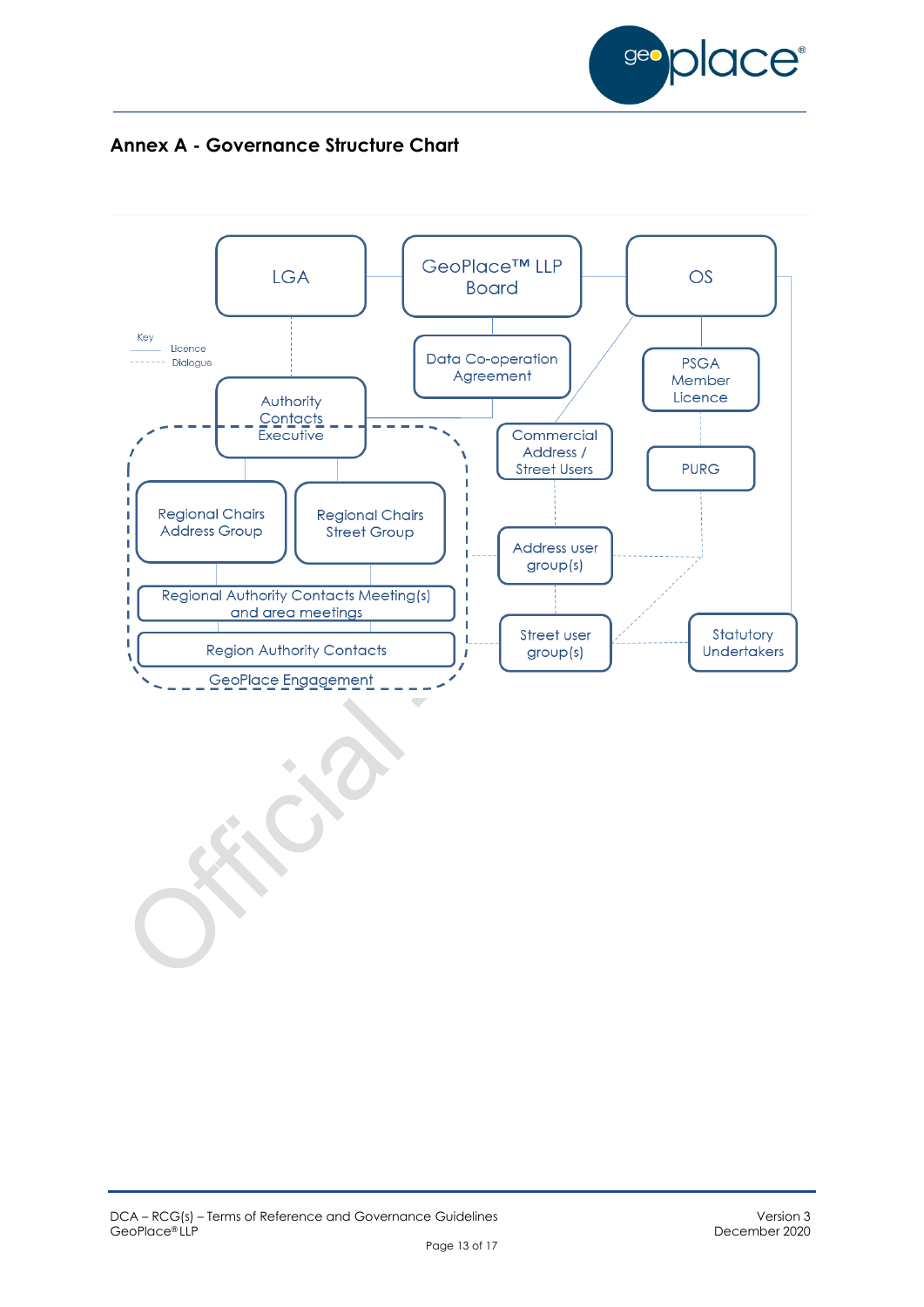## Annex A - Governance Structure Chart

Key
Licence
Dialogue

LGA

GeoPlace™ LLP Board

OS

Data Co-operation Agreement

PSGA Member Licence

Authority Contacts Executive

Commercial Address / Street Users

PURG

Regional Chairs Address Group

Regional Chairs Street Group

Address user group(s)

Regional Authority Contacts Meeting(s) and area meetings

Region Authority Contacts

Street user group(s)

Statutory Undertakers

GeoPlace Engagement

Official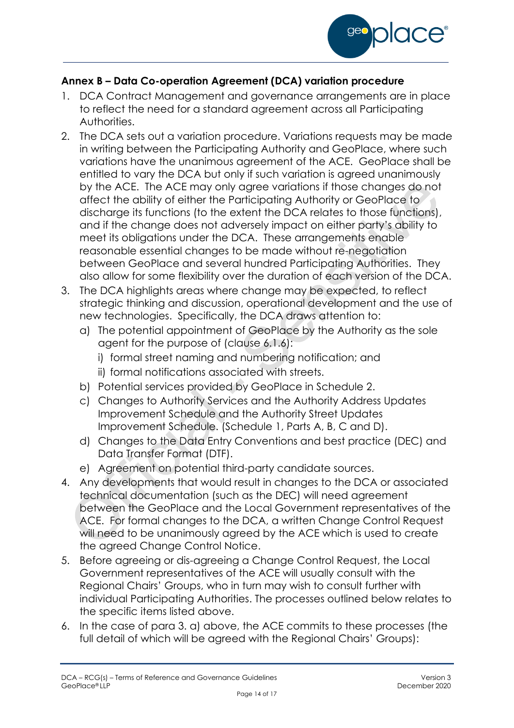**Annex B – Data Co-operation Agreement (DCA) variation procedure**

1. DCA Contract Management and governance arrangements are in place to reflect the need for a standard agreement across all Participating Authorities.
2. The DCA sets out a variation procedure. Variations requests may be made in writing between the Participating Authority and GeoPlace, where such variations have the unanimous agreement of the ACE. GeoPlace shall be entitled to vary the DCA but only if such variation is agreed unanimously by the ACE. The ACE may only agree variations if those changes do not affect the ability of either the Participating Authority or GeoPlace to discharge its functions (to the extent the DCA relates to those functions), and if the change does not adversely impact on either party's ability to meet its obligations under the DCA. These arrangements enable reasonable essential changes to be made without re-negotiation between GeoPlace and several hundred Participating Authorities. They also allow for some flexibility over the duration of each version of the DCA.
3. The DCA highlights areas where change may be expected, to reflect strategic thinking and discussion, operational development and the use of new technologies. Specifically, the DCA draws attention to:
   a) The potential appointment of GeoPlace by the Authority as the sole agent for the purpose of (clause 6.1.6):
      i) formal street naming and numbering notification; and
      ii) formal notifications associated with streets.
   b) Potential services provided by GeoPlace in Schedule 2.
   c) Changes to Authority Services and the Authority Address Updates Improvement Schedule and the Authority Street Updates Improvement Schedule. (Schedule 1, Parts A, B, C and D).
   d) Changes to the Data Entry Conventions and best practice (DEC) and Data Transfer Format (DTF).
   e) Agreement on potential third-party candidate sources.
4. Any developments that would result in changes to the DCA or associated technical documentation (such as the DEC) will need agreement between the GeoPlace and the Local Government representatives of the ACE. For formal changes to the DCA, a written Change Control Request will need to be unanimously agreed by the ACE which is used to create the agreed Change Control Notice.
5. Before agreeing or dis-agreeing a Change Control Request, the Local Government representatives of the ACE will usually consult with the Regional Chairs' Groups, who in turn may wish to consult further with individual Participating Authorities. The processes outlined below relates to the specific items listed above.
6. In the case of para 3. a) above, the ACE commits to these processes (the full detail of which will be agreed with the Regional Chairs' Groups):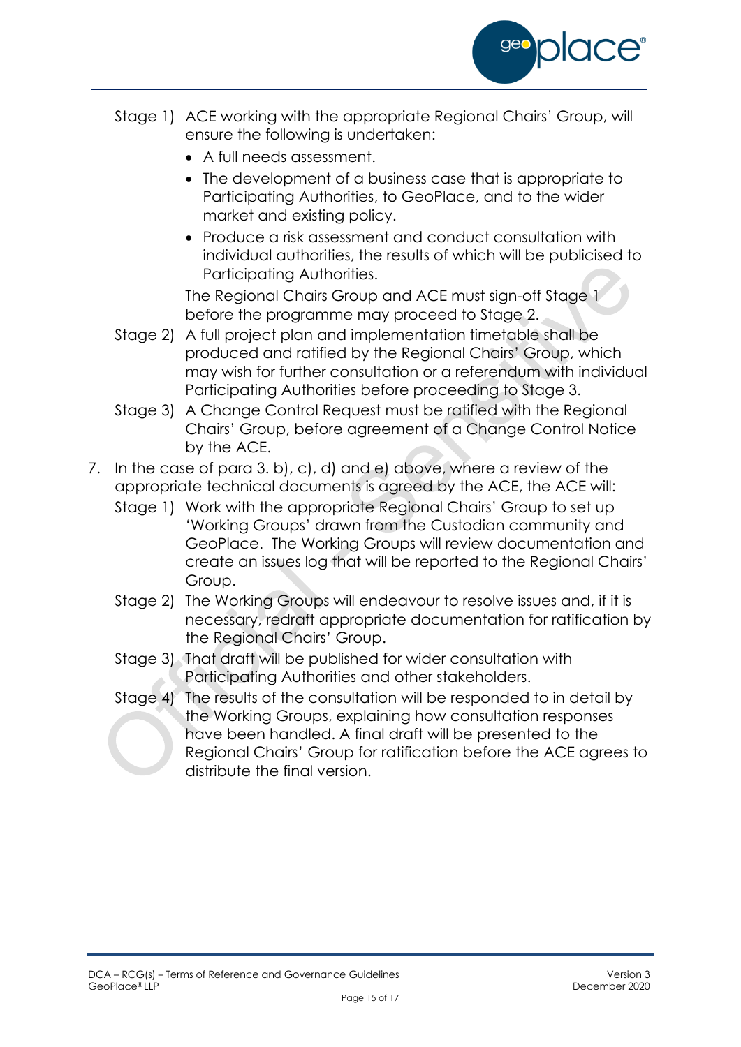Stage 1) ACE working with the appropriate Regional Chairs' Group, will ensure the following is undertaken:

- A full needs assessment.
- The development of a business case that is appropriate to Participating Authorities, to GeoPlace, and to the wider market and existing policy.
- Produce a risk assessment and conduct consultation with individual authorities, the results of which will be publicised to Participating Authorities.

The Regional Chairs Group and ACE must sign-off Stage 1 before the programme may proceed to Stage 2.

Stage 2) A full project plan and implementation timetable shall be produced and ratified by the Regional Chairs' Group, which may wish for further consultation or a referendum with individual Participating Authorities before proceeding to Stage 3.

Stage 3) A Change Control Request must be ratified with the Regional Chairs' Group, before agreement of a Change Control Notice by the ACE.

7. In the case of para 3. b), c), d) and e) above, where a review of the appropriate technical documents is agreed by the ACE, the ACE will:

Stage 1) Work with the appropriate Regional Chairs' Group to set up 'Working Groups' drawn from the Custodian community and GeoPlace. The Working Groups will review documentation and create an issues log that will be reported to the Regional Chairs' Group.

Stage 2) The Working Groups will endeavour to resolve issues and, if it is necessary, redraft appropriate documentation for ratification by the Regional Chairs' Group.

Stage 3) That draft will be published for wider consultation with Participating Authorities and other stakeholders.

Stage 4) The results of the consultation will be responded to in detail by the Working Groups, explaining how consultation responses have been handled. A final draft will be presented to the Regional Chairs' Group for ratification before the ACE agrees to distribute the final version.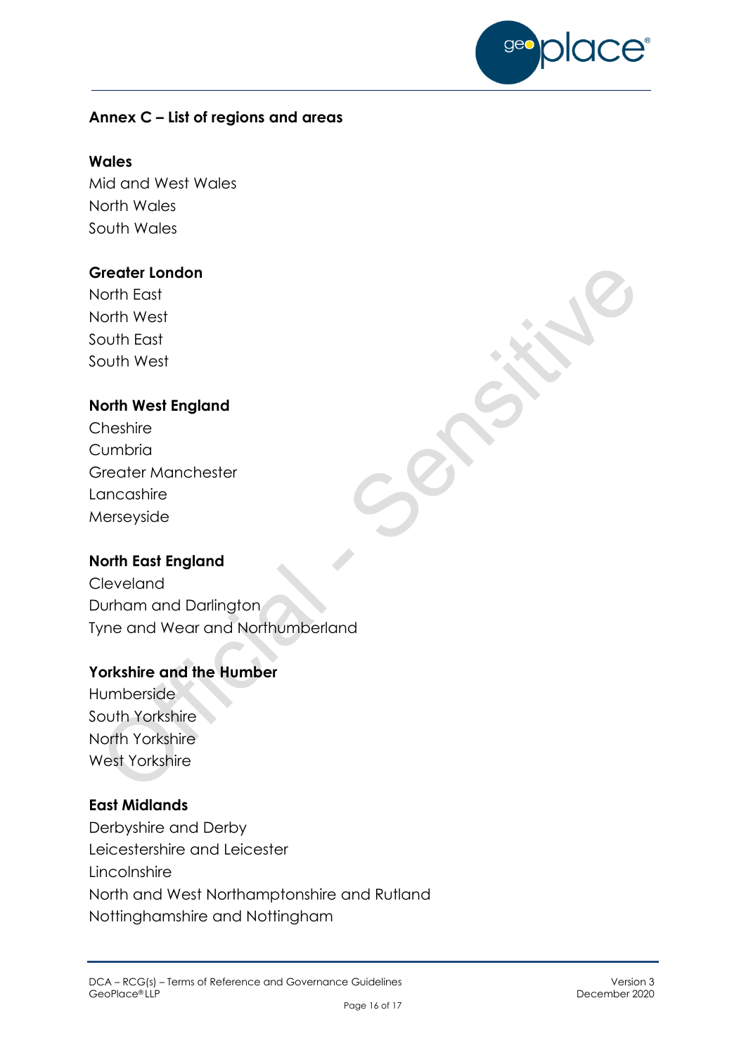## Annex C – List of regions and areas

**Wales**

Mid and West Wales
North Wales
South Wales

**Greater London**

North East
North West
South East
South West

**North West England**

Cheshire
Cumbria
Greater Manchester
Lancashire
Merseyside

**North East England**

Cleveland
Durham and Darlington
Tyne and Wear and Northumberland

**Yorkshire and the Humber**

Humberside
South Yorkshire
North Yorkshire
West Yorkshire

**East Midlands**

Derbyshire and Derby
Leicestershire and Leicester
Lincolnshire
North and West Northamptonshire and Rutland
Nottinghamshire and Nottingham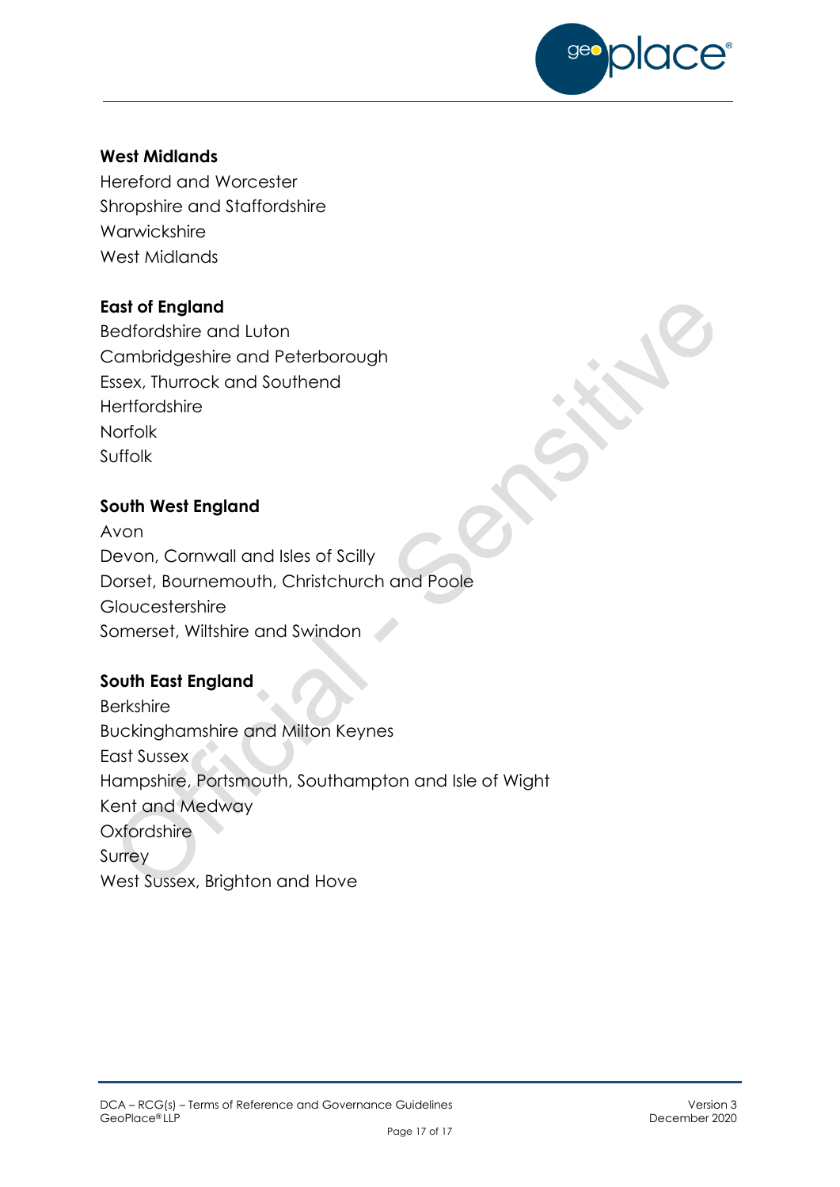**West Midlands**

Hereford and Worcester
Shropshire and Staffordshire
Warwickshire
West Midlands

**East of England**

Bedfordshire and Luton
Cambridgeshire and Peterborough
Essex, Thurrock and Southend
Hertfordshire
Norfolk
Suffolk

**South West England**

Avon
Devon, Cornwall and Isles of Scilly
Dorset, Bournemouth, Christchurch and Poole
Gloucestershire
Somerset, Wiltshire and Swindon

**South East England**

Berkshire
Buckinghamshire and Milton Keynes
East Sussex
Hampshire, Portsmouth, Southampton and Isle of Wight
Kent and Medway
Oxfordshire
Surrey
West Sussex, Brighton and Hove